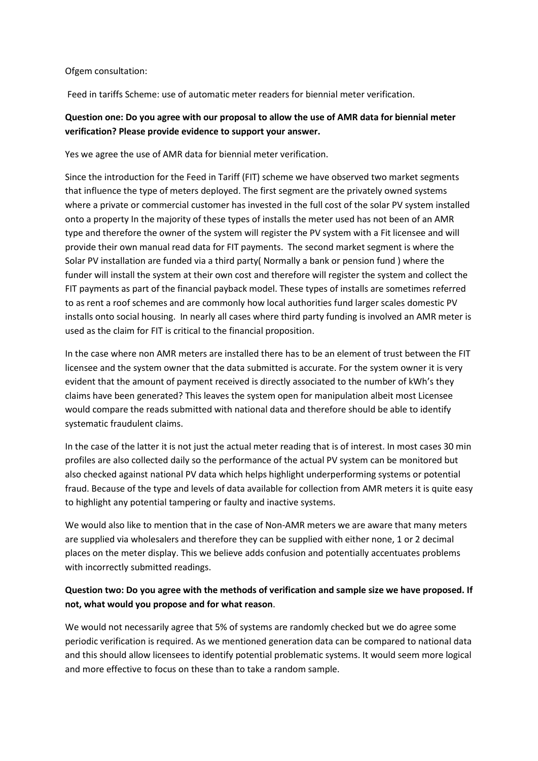Ofgem consultation:

Feed in tariffs Scheme: use of automatic meter readers for biennial meter verification.

**Question one: Do you agree with our proposal to allow the use of AMR data for biennial meter verification? Please provide evidence to support your answer.**

Yes we agree the use of AMR data for biennial meter verification.

Since the introduction for the Feed in Tariff (FIT) scheme we have observed two market segments that influence the type of meters deployed. The first segment are the privately owned systems where a private or commercial customer has invested in the full cost of the solar PV system installed onto a property In the majority of these types of installs the meter used has not been of an AMR type and therefore the owner of the system will register the PV system with a Fit licensee and will provide their own manual read data for FIT payments. The second market segment is where the Solar PV installation are funded via a third party( Normally a bank or pension fund ) where the funder will install the system at their own cost and therefore will register the system and collect the FIT payments as part of the financial payback model. These types of installs are sometimes referred to as rent a roof schemes and are commonly how local authorities fund larger scales domestic PV installs onto social housing. In nearly all cases where third party funding is involved an AMR meter is used as the claim for FIT is critical to the financial proposition.

In the case where non AMR meters are installed there has to be an element of trust between the FIT licensee and the system owner that the data submitted is accurate. For the system owner it is very evident that the amount of payment received is directly associated to the number of kWh's they claims have been generated? This leaves the system open for manipulation albeit most Licensee would compare the reads submitted with national data and therefore should be able to identify systematic fraudulent claims.

In the case of the latter it is not just the actual meter reading that is of interest. In most cases 30 min profiles are also collected daily so the performance of the actual PV system can be monitored but also checked against national PV data which helps highlight underperforming systems or potential fraud. Because of the type and levels of data available for collection from AMR meters it is quite easy to highlight any potential tampering or faulty and inactive systems.

We would also like to mention that in the case of Non-AMR meters we are aware that many meters are supplied via wholesalers and therefore they can be supplied with either none, 1 or 2 decimal places on the meter display. This we believe adds confusion and potentially accentuates problems with incorrectly submitted readings.

**Question two: Do you agree with the methods of verification and sample size we have proposed. If not, what would you propose and for what reason**.

We would not necessarily agree that 5% of systems are randomly checked but we do agree some periodic verification is required. As we mentioned generation data can be compared to national data and this should allow licensees to identify potential problematic systems. It would seem more logical and more effective to focus on these than to take a random sample.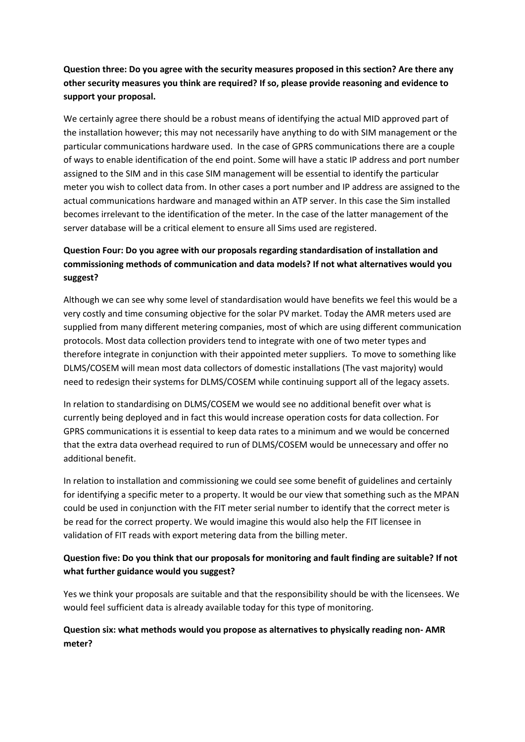**Question three: Do you agree with the security measures proposed in this section? Are there any other security measures you think are required? If so, please provide reasoning and evidence to support your proposal.**

We certainly agree there should be a robust means of identifying the actual MID approved part of the installation however; this may not necessarily have anything to do with SIM management or the particular communications hardware used. In the case of GPRS communications there are a couple of ways to enable identification of the end point. Some will have a static IP address and port number assigned to the SIM and in this case SIM management will be essential to identify the particular meter you wish to collect data from. In other cases a port number and IP address are assigned to the actual communications hardware and managed within an ATP server. In this case the Sim installed becomes irrelevant to the identification of the meter. In the case of the latter management of the server database will be a critical element to ensure all Sims used are registered.

**Question Four: Do you agree with our proposals regarding standardisation of installation and commissioning methods of communication and data models? If not what alternatives would you suggest?**

Although we can see why some level of standardisation would have benefits we feel this would be a very costly and time consuming objective for the solar PV market. Today the AMR meters used are supplied from many different metering companies, most of which are using different communication protocols. Most data collection providers tend to integrate with one of two meter types and therefore integrate in conjunction with their appointed meter suppliers. To move to something like DLMS/COSEM will mean most data collectors of domestic installations (The vast majority) would need to redesign their systems for DLMS/COSEM while continuing support all of the legacy assets.

In relation to standardising on DLMS/COSEM we would see no additional benefit over what is currently being deployed and in fact this would increase operation costs for data collection. For GPRS communications it is essential to keep data rates to a minimum and we would be concerned that the extra data overhead required to run of DLMS/COSEM would be unnecessary and offer no additional benefit.

In relation to installation and commissioning we could see some benefit of guidelines and certainly for identifying a specific meter to a property. It would be our view that something such as the MPAN could be used in conjunction with the FIT meter serial number to identify that the correct meter is be read for the correct property. We would imagine this would also help the FIT licensee in validation of FIT reads with export metering data from the billing meter.

**Question five: Do you think that our proposals for monitoring and fault finding are suitable? If not what further guidance would you suggest?**

Yes we think your proposals are suitable and that the responsibility should be with the licensees. We would feel sufficient data is already available today for this type of monitoring.

**Question six: what methods would you propose as alternatives to physically reading non- AMR meter?**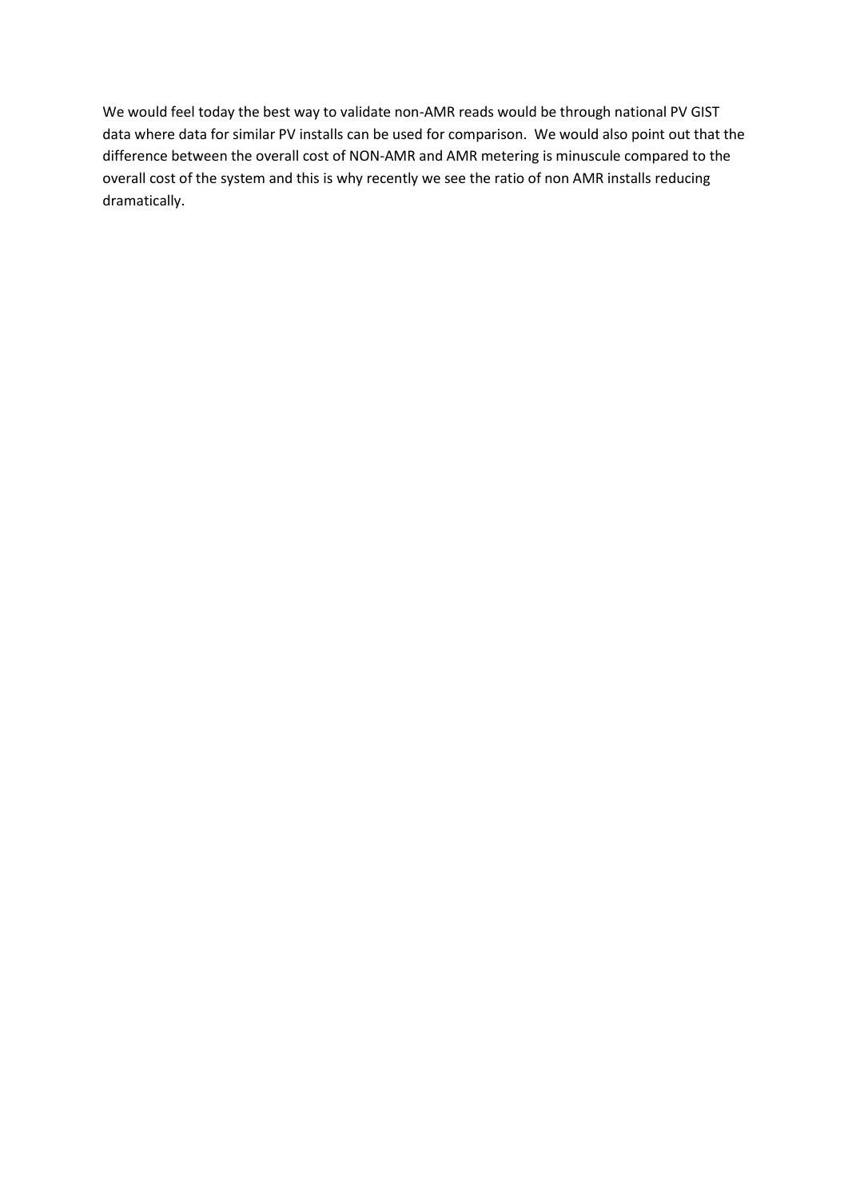We would feel today the best way to validate non-AMR reads would be through national PV GIST data where data for similar PV installs can be used for comparison. We would also point out that the difference between the overall cost of NON-AMR and AMR metering is minuscule compared to the overall cost of the system and this is why recently we see the ratio of non AMR installs reducing dramatically.